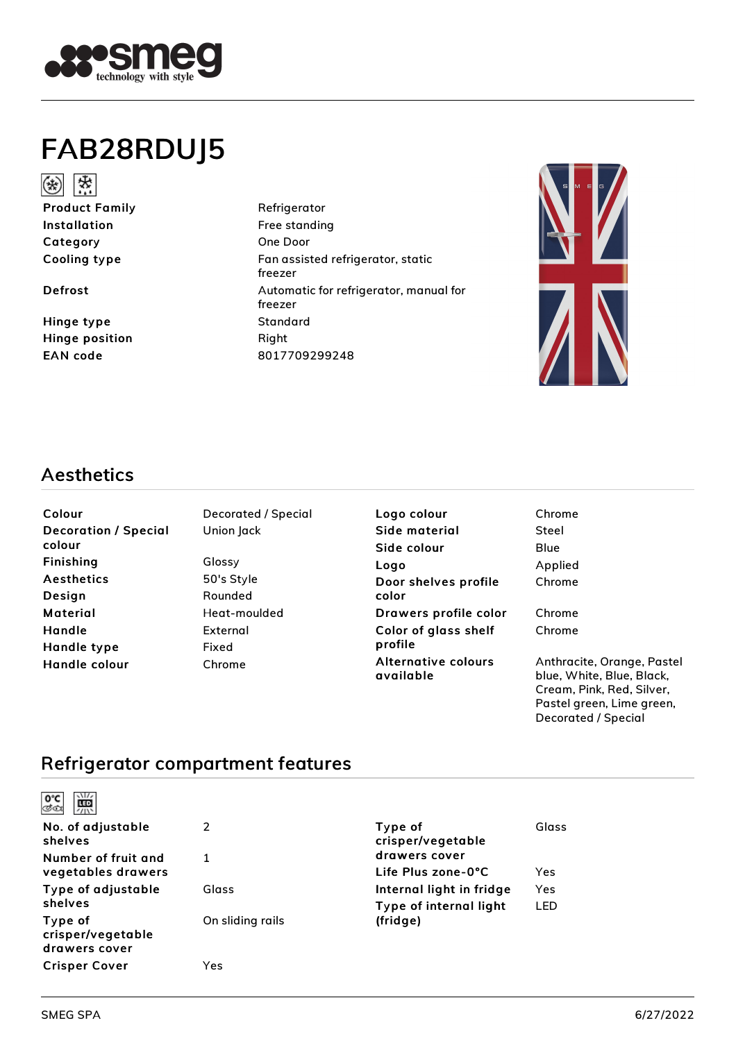# FAB28RDUJ5

| | |
|---|---|
| **Product Family** | Refrigerator |
| **Installation** | Free standing |
| **Category** | One Door |
| **Cooling type** | Fan assisted refrigerator, static freezer |
| **Defrost** | Automatic for refrigerator, manual for freezer |
| **Hinge type** | Standard |
| **Hinge position** | Right |
| **EAN code** | 8017709299248 |

## Aesthetics

| | | | |
|---|---|---|---|
| **Colour** | Decorated / Special | **Logo colour** | Chrome |
| **Decoration / Special colour** | Union Jack | **Side material** | Steel |
| **Finishing** | Glossy | **Side colour** | Blue |
| **Aesthetics** | 50's Style | **Logo** | Applied |
| **Design** | Rounded | **Door shelves profile color** | Chrome |
| **Material** | Heat-moulded | **Drawers profile color** | Chrome |
| **Handle** | External | **Color of glass shelf profile** | Chrome |
| **Handle type** | Fixed | **Alternative colours available** | Anthracite, Orange, Pastel blue, White, Blue, Black, Cream, Pink, Red, Silver, Pastel green, Lime green, Decorated / Special |
| **Handle colour** | Chrome | | |

## Refrigerator compartment features

| | | | |
|---|---|---|---|
| **No. of adjustable shelves** | 2 | **Type of crisper/vegetable drawers cover** | Glass |
| **Number of fruit and vegetables drawers** | 1 | **Life Plus zone-0°C** | Yes |
| **Type of adjustable shelves** | Glass | **Internal light in fridge** | Yes |
| **Type of crisper/vegetable drawers cover** | On sliding rails | **Type of internal light (fridge)** | LED |
| **Crisper Cover** | Yes | | |

SMEG SPA 6/27/2022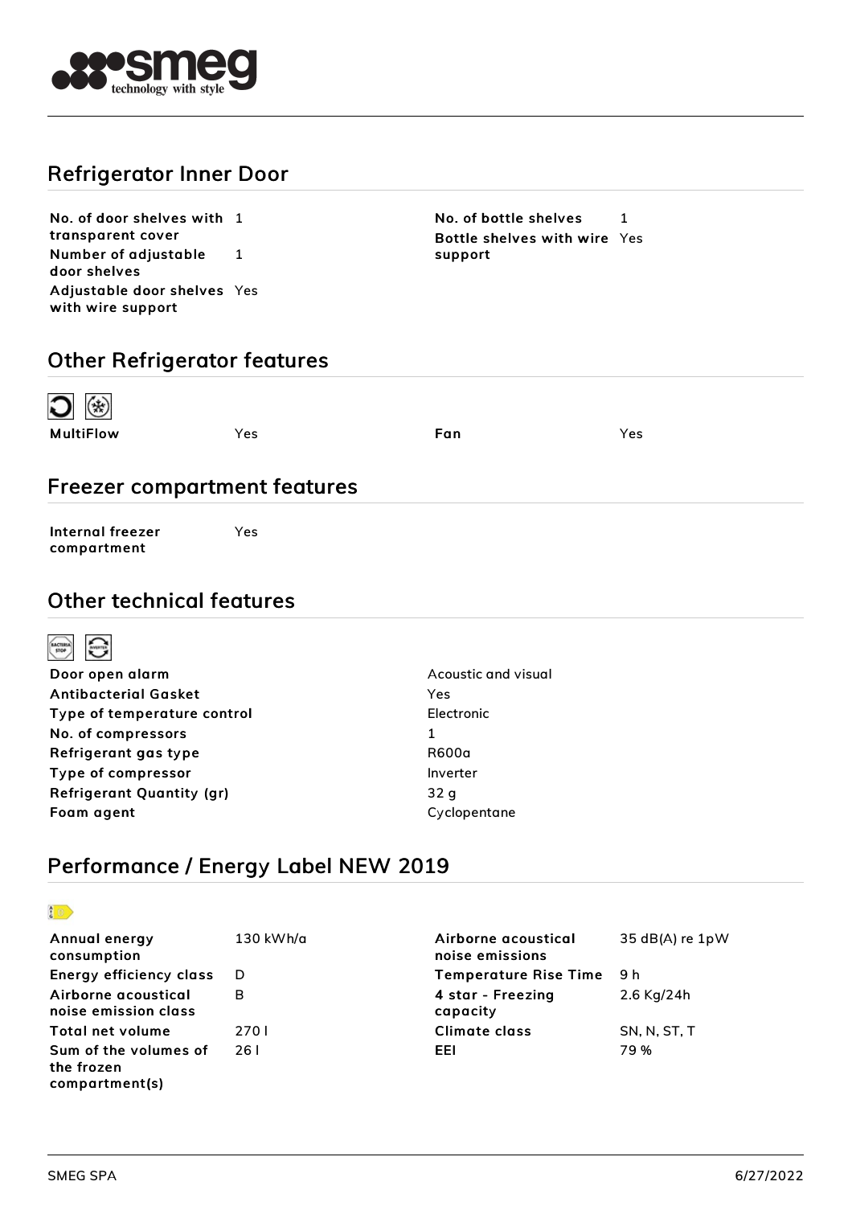## Refrigerator Inner Door

| | |
|---|---|
| **No. of door shelves with transparent cover** | 1 |
| **Number of adjustable door shelves** | 1 |
| **Adjustable door shelves with wire support** | Yes |
| **No. of bottle shelves** | 1 |
| **Bottle shelves with wire support** | Yes |

## Other Refrigerator features

| | |
|---|---|
| **MultiFlow** | Yes |
| **Fan** | Yes |

## Freezer compartment features

| | |
|---|---|
| **Internal freezer compartment** | Yes |

## Other technical features

| | |
|---|---|
| **Door open alarm** | Acoustic and visual |
| **Antibacterial Gasket** | Yes |
| **Type of temperature control** | Electronic |
| **No. of compressors** | 1 |
| **Refrigerant gas type** | R600a |
| **Type of compressor** | Inverter |
| **Refrigerant Quantity (gr)** | 32 g |
| **Foam agent** | Cyclopentane |

## Performance / Energy Label NEW 2019

| | |
|---|---|
| **Annual energy consumption** | 130 kWh/a |
| **Energy efficiency class** | D |
| **Airborne acoustical noise emission class** | B |
| **Total net volume** | 270 l |
| **Sum of the volumes of the frozen compartment(s)** | 26 l |
| **Airborne acoustical noise emissions** | 35 dB(A) re 1pW |
| **Temperature Rise Time** | 9 h |
| **4 star - Freezing capacity** | 2.6 Kg/24h |
| **Climate class** | SN, N, ST, T |
| **EEI** | 79 % |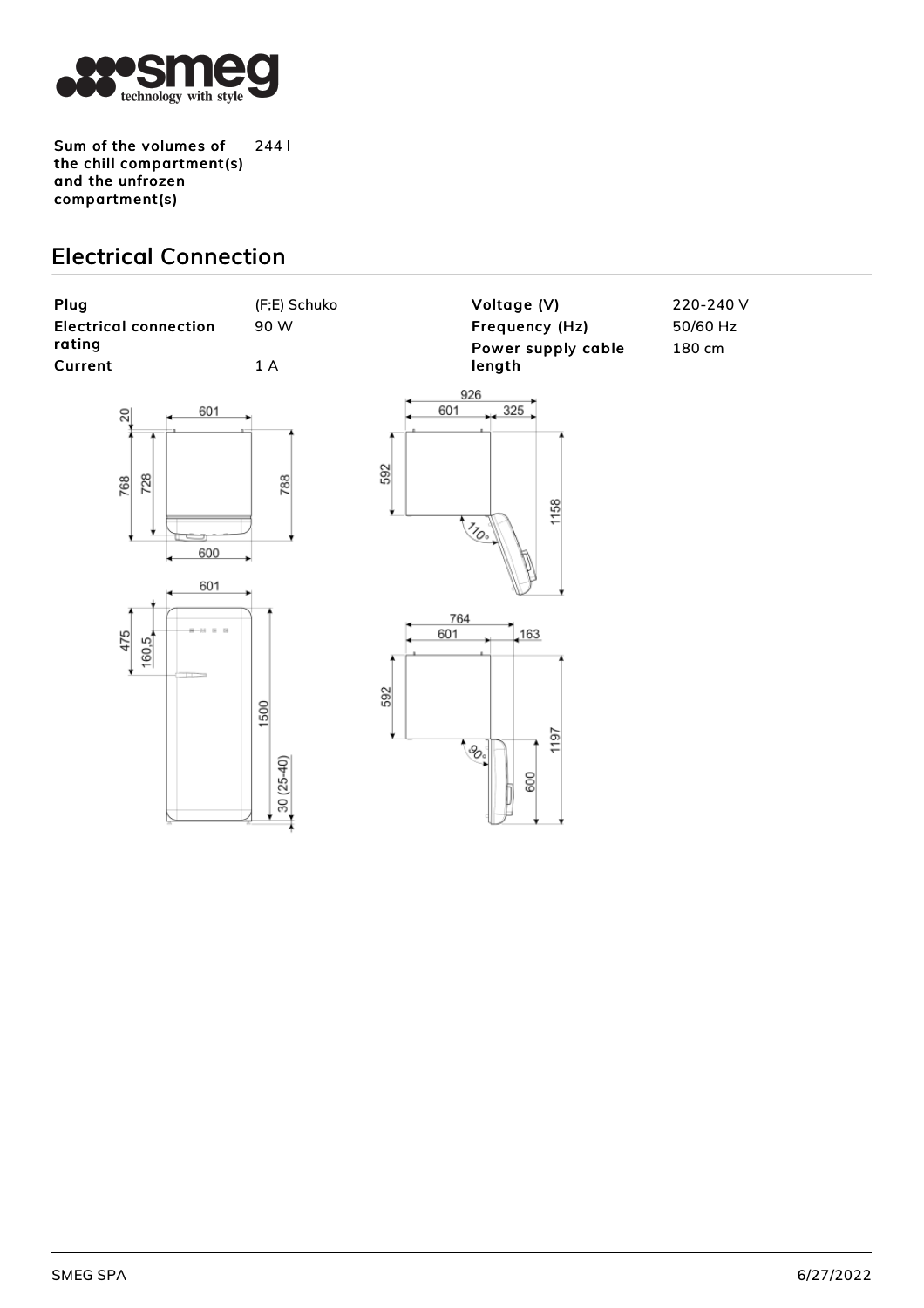| | |
|---|---|
| **Sum of the volumes of the chill compartment(s) and the unfrozen compartment(s)** | **244 l** |

## Electrical Connection

| | | | |
|---|---|---|---|
| **Plug** | (F;E) Schuko | **Voltage (V)** | 220-240 V |
| **Electrical connection rating** | 90 W | **Frequency (Hz)** | 50/60 Hz |
| **Current** | 1 A | **Power supply cable length** | 180 cm |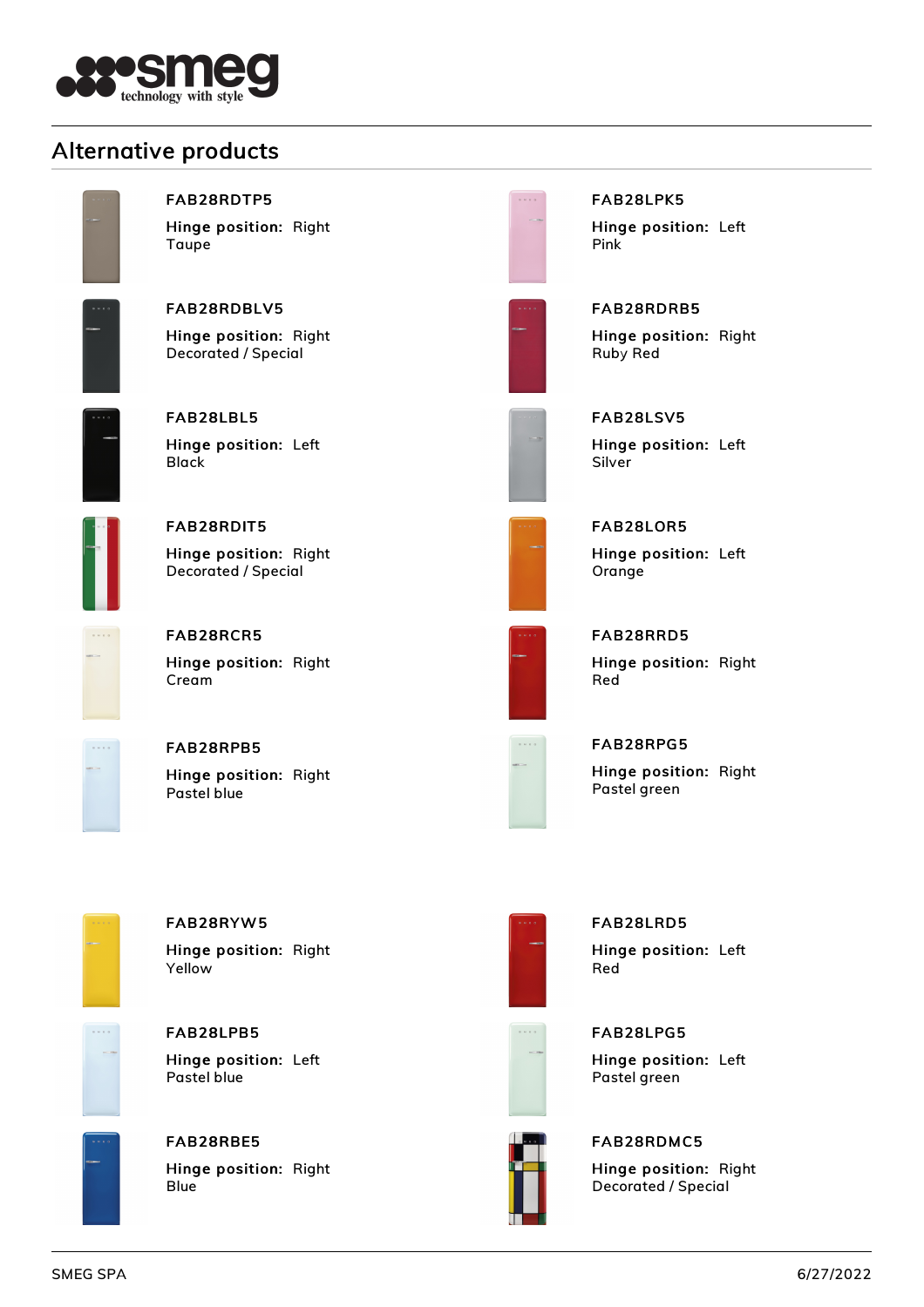## Alternative products

**FAB28RDTP5**
**Hinge position:** Right
Taupe

**FAB28LPK5**
**Hinge position:** Left
Pink

**FAB28RDBLV5**
**Hinge position:** Right
Decorated / Special

**FAB28RDRB5**
**Hinge position:** Right
Ruby Red

**FAB28LBL5**
**Hinge position:** Left
Black

**FAB28LSV5**
**Hinge position:** Left
Silver

**FAB28RDIT5**
**Hinge position:** Right
Decorated / Special

**FAB28LOR5**
**Hinge position:** Left
Orange

**FAB28RCR5**
**Hinge position:** Right
Cream

**FAB28RRD5**
**Hinge position:** Right
Red

**FAB28RPB5**
**Hinge position:** Right
Pastel blue

**FAB28RPG5**
**Hinge position:** Right
Pastel green

**FAB28RYW5**
**Hinge position:** Right
Yellow

**FAB28LRD5**
**Hinge position:** Left
Red

**FAB28LPB5**
**Hinge position:** Left
Pastel blue

**FAB28LPG5**
**Hinge position:** Left
Pastel green

**FAB28RBE5**
**Hinge position:** Right
Blue

**FAB28RDMC5**
**Hinge position:** Right
Decorated / Special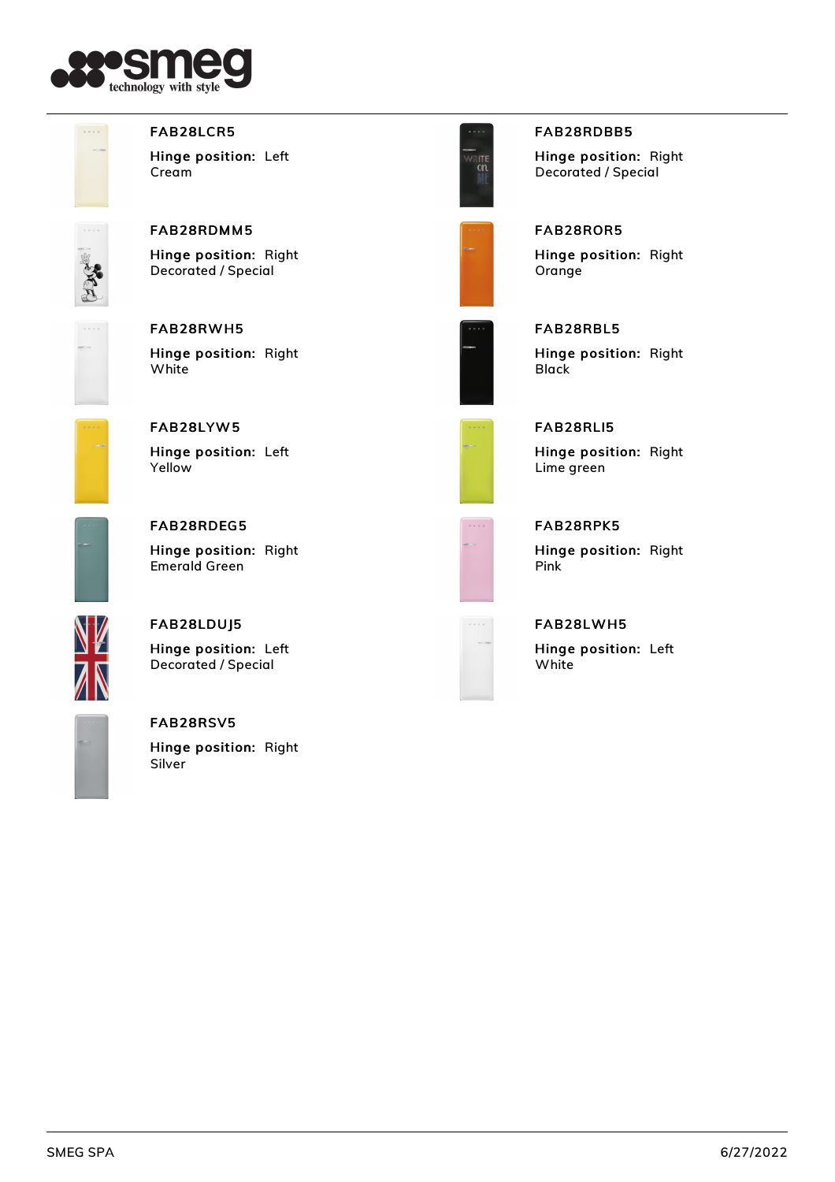**FAB28LCR5**

**Hinge position:** Left
Cream

**FAB28RDBB5**

**Hinge position:** Right
Decorated / Special

**FAB28RDMM5**

**Hinge position:** Right
Decorated / Special

**FAB28ROR5**

**Hinge position:** Right
Orange

**FAB28RWH5**

**Hinge position:** Right
White

**FAB28RBL5**

**Hinge position:** Right
Black

**FAB28LYW5**

**Hinge position:** Left
Yellow

**FAB28RLI5**

**Hinge position:** Right
Lime green

**FAB28RDEG5**

**Hinge position:** Right
Emerald Green

**FAB28RPK5**

**Hinge position:** Right
Pink

**FAB28LDUJ5**

**Hinge position:** Left
Decorated / Special

**FAB28LWH5**

**Hinge position:** Left
White

**FAB28RSV5**

**Hinge position:** Right
Silver

SMEG SPA 6/27/2022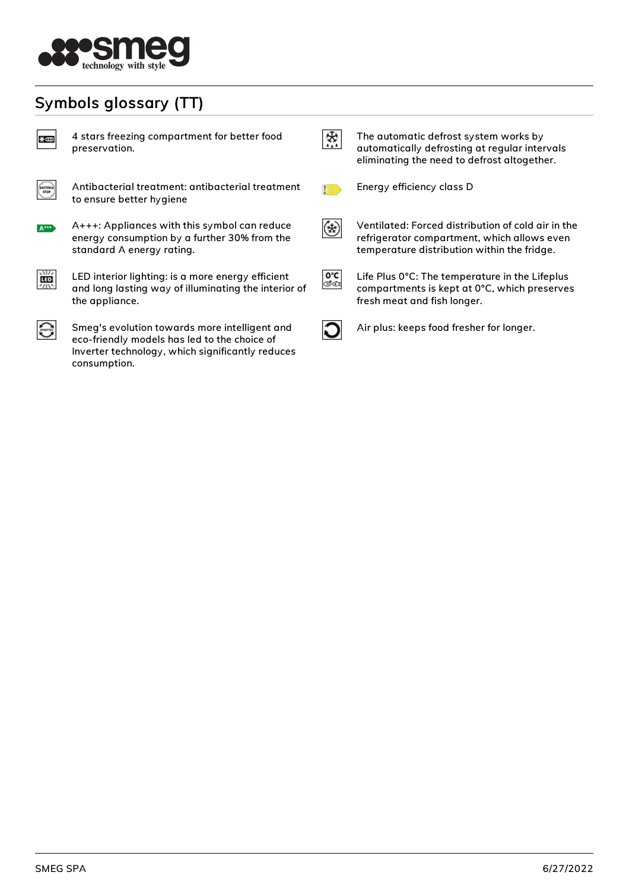# Symbols glossary (TT)

4 stars freezing compartment for better food preservation.

Antibacterial treatment: antibacterial treatment to ensure better hygiene

A+++: Appliances with this symbol can reduce energy consumption by a further 30% from the standard A energy rating.

LED interior lighting: is a more energy efficient and long lasting way of illuminating the interior of the appliance.

Smeg's evolution towards more intelligent and eco-friendly models has led to the choice of Inverter technology, which significantly reduces consumption.

The automatic defrost system works by automatically defrosting at regular intervals eliminating the need to defrost altogether.

Energy efficiency class D

Ventilated: Forced distribution of cold air in the refrigerator compartment, which allows even temperature distribution within the fridge.

Life Plus 0°C: The temperature in the Lifeplus compartments is kept at 0°C, which preserves fresh meat and fish longer.

Air plus: keeps food fresher for longer.